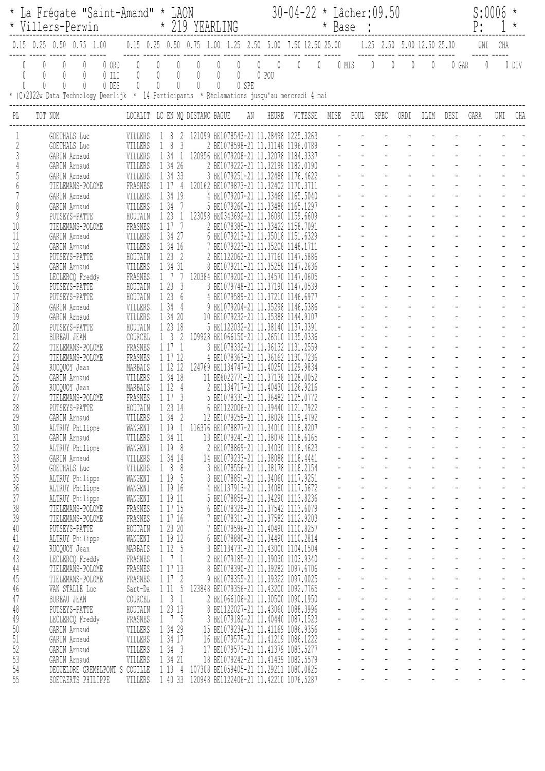\* La Frégate "Saint-Amand" \* LAON 30-04-22 \* Lâcher:09.50 S:0006 \*
\* Villers-Perwin \* 219 YEARLING \* Base : P: 1 \*

| 0.15 | 0.25 | 0.50 | 0.75 | 1.00 | | 0.15 | 0.25 | 0.50 | 0.75 | 1.00 | 1.25 | 2.50 | 5.00 | 7.50 | 12.50 | 25.00 | | 1.25 | 2.50 | 5.00 | 12.50 | 25.00 | | UNI | CHA | |
|---|---|---|---|---|---|---|---|---|---|---|---|---|---|---|---|---|---|---|---|---|---|---|---|---|---|---|
| 0 | 0 | 0 | 0 | 0 | ORD | 0 | 0 | 0 | 0 | 0 | 0 | 0 | 0 | 0 | 0 | 0 | MIS | 0 | 0 | 0 | 0 | 0 | GAR | 0 | 0 | DIV |
| 0 | 0 | 0 | 0 | 0 | ILI | 0 | 0 | 0 | 0 | 0 | 0 | 0 | POU | | | | | | | | | | | | | |
| 0 | 0 | 0 | 0 | 0 | DES | 0 | 0 | 0 | 0 | 0 | SPE | | | | | | | | | | | | | | | |

\* (C)2022w Data Technology Deerlijk \* 14 Participants \* Réclamations jusqu'au mercredi 4 mai

| PL | TOT NOM | LOCALIT | LC | EN | MQ | DISTANC | BAGUE | AN | HEURE | VITESSE | MISE | POUL | SPEC | ORDI | ILIM | DESI | GARA | UNI | CHA |
|---|---|---|---|---|---|---|---|---|---|---|---|---|---|---|---|---|---|---|---|
| 1 | GOETHALS Luc | VILLERS | 1 | 8 | 2 | 121099 | BE1078543-21 | | 11.28498 | 1225.3263 | - | - | - | - | - | - | - | - | - |
| 2 | GOETHALS Luc | VILLERS | 1 | 8 | 3 | 2 | BE1078598-21 | | 11.31148 | 1196.0789 | - | - | - | - | - | - | - | - | - |
| 3 | GARIN Arnaud | VILLERS | 1 | 34 | 1 | 120956 | BE1079208-21 | | 11.32078 | 1184.3337 | - | - | - | - | - | - | - | - | - |
| 4 | GARIN Arnaud | VILLERS | 1 | 34 | 26 | 2 | BE1079222-21 | | 11.32198 | 1182.0190 | - | - | - | - | - | - | - | - | - |
| 5 | GARIN Arnaud | VILLERS | 1 | 34 | 33 | 3 | BE1079251-21 | | 11.32488 | 1176.4622 | - | - | - | - | - | - | - | - | - |
| 6 | TIELEMANS-POLOME | FRASNES | 1 | 17 | 4 | 120162 | BE1079873-21 | | 11.32402 | 1170.3711 | - | - | - | - | - | - | - | - | - |
| 7 | GARIN Arnaud | VILLERS | 1 | 34 | 19 | 4 | BE1079207-21 | | 11.33468 | 1165.5040 | - | - | - | - | - | - | - | - | - |
| 8 | GARIN Arnaud | VILLERS | 1 | 34 | 7 | 5 | BE1079260-21 | | 11.33488 | 1165.1297 | - | - | - | - | - | - | - | - | - |
| 9 | PUTSEYS-PATTE | HOUTAIN | 1 | 23 | 1 | 123098 | BE0343692-21 | | 11.36090 | 1159.6609 | - | - | - | - | - | - | - | - | - |
| 10 | TIELEMANS-POLOME | FRASNES | 1 | 17 | 7 | 2 | BE1078385-21 | | 11.33422 | 1158.7091 | - | - | - | - | - | - | - | - | - |
| 11 | GARIN Arnaud | VILLERS | 1 | 34 | 27 | 6 | BE1079213-21 | | 11.35018 | 1151.6329 | - | - | - | - | - | - | - | - | - |
| 12 | GARIN Arnaud | VILLERS | 1 | 34 | 16 | 7 | BE1079223-21 | | 11.35208 | 1148.1711 | - | - | - | - | - | - | - | - | - |
| 13 | PUTSEYS-PATTE | HOUTAIN | 1 | 23 | 2 | 2 | BE1122062-21 | | 11.37160 | 1147.5886 | - | - | - | - | - | - | - | - | - |
| 14 | GARIN Arnaud | VILLERS | 1 | 34 | 31 | 8 | BE1079211-21 | | 11.35258 | 1147.2636 | - | - | - | - | - | - | - | - | - |
| 15 | LECLERCQ Freddy | FRASNES | 1 | 7 | 7 | 120384 | BE1079200-21 | | 11.34570 | 1147.0605 | - | - | - | - | - | - | - | - | - |
| 16 | PUTSEYS-PATTE | HOUTAIN | 1 | 23 | 3 | 3 | BE1079748-21 | | 11.37190 | 1147.0539 | - | - | - | - | - | - | - | - | - |
| 17 | PUTSEYS-PATTE | HOUTAIN | 1 | 23 | 6 | 4 | BE1079589-21 | | 11.37210 | 1146.6977 | - | - | - | - | - | - | - | - | - |
| 18 | GARIN Arnaud | VILLERS | 1 | 34 | 4 | 9 | BE1079204-21 | | 11.35298 | 1146.5386 | - | - | - | - | - | - | - | - | - |
| 19 | GARIN Arnaud | VILLERS | 1 | 34 | 20 | 10 | BE1079232-21 | | 11.35388 | 1144.9107 | - | - | - | - | - | - | - | - | - |
| 20 | PUTSEYS-PATTE | HOUTAIN | 1 | 23 | 18 | 5 | BE1122032-21 | | 11.38140 | 1137.3391 | - | - | - | - | - | - | - | - | - |
| 21 | BUREAU JEAN | COURCEL | 1 | 3 | 2 | 109928 | BE1066150-21 | | 11.26510 | 1135.0336 | - | - | - | - | - | - | - | - | - |
| 22 | TIELEMANS-POLOME | FRASNES | 1 | 17 | 1 | 3 | BE1078332-21 | | 11.36132 | 1131.2559 | - | - | - | - | - | - | - | - | - |
| 23 | TIELEMANS-POLOME | FRASNES | 1 | 17 | 12 | 4 | BE1078363-21 | | 11.36162 | 1130.7236 | - | - | - | - | - | - | - | - | - |
| 24 | RUCQUOY Jean | MARBAIS | 1 | 12 | 12 | 124769 | BE1134747-21 | | 11.40250 | 1129.9834 | - | - | - | - | - | - | - | - | - |
| 25 | GARIN Arnaud | VILLERS | 1 | 34 | 18 | 11 | BE6022771-21 | | 11.37138 | 1128.0052 | - | - | - | - | - | - | - | - | - |
| 26 | RUCQUOY Jean | MARBAIS | 1 | 12 | 4 | 2 | BE1134717-21 | | 11.40430 | 1126.9216 | - | - | - | - | - | - | - | - | - |
| 27 | TIELEMANS-POLOME | FRASNES | 1 | 17 | 3 | 5 | BE1078331-21 | | 11.36482 | 1125.0772 | - | - | - | - | - | - | - | - | - |
| 28 | PUTSEYS-PATTE | HOUTAIN | 1 | 23 | 14 | 6 | BE1122006-21 | | 11.39440 | 1121.7922 | - | - | - | - | - | - | - | - | - |
| 29 | GARIN Arnaud | VILLERS | 1 | 34 | 2 | 12 | BE1079259-21 | | 11.38028 | 1119.4792 | - | - | - | - | - | - | - | - | - |
| 30 | ALTRUY Philippe | WANGENI | 1 | 19 | 1 | 116376 | BE1078877-21 | | 11.34010 | 1118.8207 | - | - | - | - | - | - | - | - | - |
| 31 | GARIN Arnaud | VILLERS | 1 | 34 | 11 | 13 | BE1079241-21 | | 11.38078 | 1118.6165 | - | - | - | - | - | - | - | - | - |
| 32 | ALTRUY Philippe | WANGENI | 1 | 19 | 8 | 2 | BE1078869-21 | | 11.34030 | 1118.4623 | - | - | - | - | - | - | - | - | - |
| 33 | GARIN Arnaud | VILLERS | 1 | 34 | 14 | 14 | BE1079233-21 | | 11.38088 | 1118.4441 | - | - | - | - | - | - | - | - | - |
| 34 | GOETHALS Luc | VILLERS | 1 | 8 | 8 | 3 | BE1078556-21 | | 11.38178 | 1118.2154 | - | - | - | - | - | - | - | - | - |
| 35 | ALTRUY Philippe | WANGENI | 1 | 19 | 5 | 3 | BE1078851-21 | | 11.34060 | 1117.9251 | - | - | - | - | - | - | - | - | - |
| 36 | ALTRUY Philippe | WANGENI | 1 | 19 | 16 | 4 | BE1137913-21 | | 11.34080 | 1117.5672 | - | - | - | - | - | - | - | - | - |
| 37 | ALTRUY Philippe | WANGENI | 1 | 19 | 11 | 5 | BE1078859-21 | | 11.34290 | 1113.8236 | - | - | - | - | - | - | - | - | - |
| 38 | TIELEMANS-POLOME | FRASNES | 1 | 17 | 15 | 6 | BE1078329-21 | | 11.37542 | 1113.6079 | - | - | - | - | - | - | - | - | - |
| 39 | TIELEMANS-POLOME | FRASNES | 1 | 17 | 16 | 7 | BE1078311-21 | | 11.37582 | 1112.9203 | - | - | - | - | - | - | - | - | - |
| 40 | PUTSEYS-PATTE | HOUTAIN | 1 | 23 | 20 | 7 | BE1079596-21 | | 11.40490 | 1110.8257 | - | - | - | - | - | - | - | - | - |
| 41 | ALTRUY Philippe | WANGENI | 1 | 19 | 12 | 6 | BE1078880-21 | | 11.34490 | 1110.2814 | - | - | - | - | - | - | - | - | - |
| 42 | RUCQUOY Jean | MARBAIS | 1 | 12 | 5 | 3 | BE1134731-21 | | 11.43000 | 1104.1504 | - | - | - | - | - | - | - | - | - |
| 43 | LECLERCQ Freddy | FRASNES | 1 | 7 | 1 | 2 | BE1079185-21 | | 11.39030 | 1103.9340 | - | - | - | - | - | - | - | - | - |
| 44 | TIELEMANS-POLOME | FRASNES | 1 | 17 | 13 | 8 | BE1078390-21 | | 11.39282 | 1097.6706 | - | - | - | - | - | - | - | - | - |
| 45 | TIELEMANS-POLOME | FRASNES | 1 | 17 | 2 | 9 | BE1078355-21 | | 11.39322 | 1097.0025 | - | - | - | - | - | - | - | - | - |
| 46 | VAN STALLE Luc | Sart-Da | 1 | 11 | 5 | 123848 | BE1079356-21 | | 11.43200 | 1092.7765 | - | - | - | - | - | - | - | - | - |
| 47 | BUREAU JEAN | COURCEL | 1 | 3 | 1 | 2 | BE1066106-21 | | 11.30500 | 1090.1950 | - | - | - | - | - | - | - | - | - |
| 48 | PUTSEYS-PATTE | HOUTAIN | 1 | 23 | 13 | 8 | BE1122027-21 | | 11.43060 | 1088.3996 | - | - | - | - | - | - | - | - | - |
| 49 | LECLERCQ Freddy | FRASNES | 1 | 7 | 5 | 3 | BE1079182-21 | | 11.40440 | 1087.1523 | - | - | - | - | - | - | - | - | - |
| 50 | GARIN Arnaud | VILLERS | 1 | 34 | 29 | 15 | BE1079234-21 | | 11.41169 | 1086.9356 | - | - | - | - | - | - | - | - | - |
| 51 | GARIN Arnaud | VILLERS | 1 | 34 | 17 | 16 | BE1079575-21 | | 11.41219 | 1086.1222 | - | - | - | - | - | - | - | - | - |
| 52 | GARIN Arnaud | VILLERS | 1 | 34 | 3 | 17 | BE1079573-21 | | 11.41379 | 1083.5277 | - | - | - | - | - | - | - | - | - |
| 53 | GARIN Arnaud | VILLERS | 1 | 34 | 21 | 18 | BE1079242-21 | | 11.41439 | 1082.5579 | - | - | - | - | - | - | - | - | - |
| 54 | DEGUELDRE GREMELPONT S | COUILLE | 1 | 13 | 4 | 107308 | BE1059405-21 | | 11.29211 | 1080.0825 | - | - | - | - | - | - | - | - | - |
| 55 | SOETAERTS PHILIPPE | VILLERS | 1 | 40 | 33 | 120948 | BE1122406-21 | | 11.42210 | 1076.5287 | - | - | - | - | - | - | - | - | - |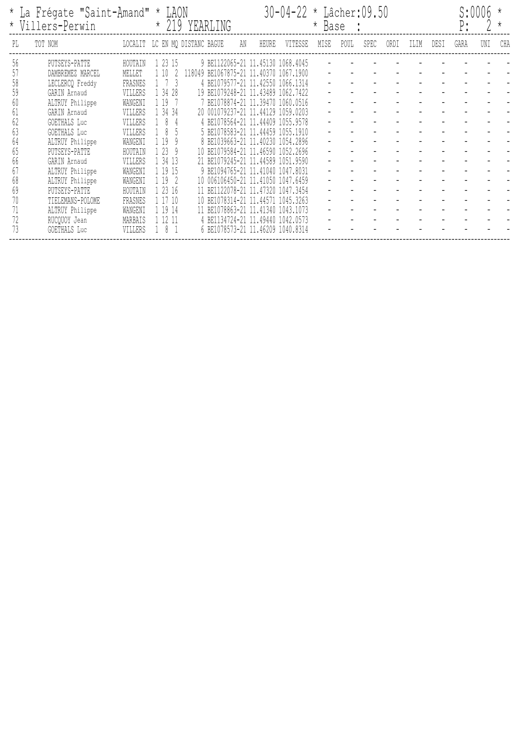\* La Frégate "Saint-Amand" \* LAON 30-04-22 \* Lâcher:09.50 S:0006 \*
\* Villers-Perwin \* 219 YEARLING \* Base : P: 2 \*

| PL | TOT | NOM | LOCALIT | LC | EN | MQ | DISTANC | BAGUE | AN | HEURE | VITESSE | MISE | POUL | SPEC | ORDI | ILIM | DESI | GARA | UNI | CHA |
|---|---|---|---|---|---|---|---|---|---|---|---|---|---|---|---|---|---|---|---|---|
| 56 | | PUTSEYS-PATTE | HOUTAIN | 1 | 23 | 15 | 9 | BE1122065-21 | | 11.45130 | 1068.4045 | - | - | - | - | - | - | - | - | - |
| 57 | | DAMBREMEZ MARCEL | MELLET | 1 | 10 | 2 | 118049 | BE1067875-21 | | 11.40370 | 1067.1900 | - | - | - | - | - | - | - | - | - |
| 58 | | LECLERCQ Freddy | FRASNES | 1 | 7 | 3 | 4 | BE1079577-21 | | 11.42550 | 1066.1314 | - | - | - | - | - | - | - | - | - |
| 59 | | GARIN Arnaud | VILLERS | 1 | 34 | 28 | 19 | BE1079248-21 | | 11.43489 | 1062.7422 | - | - | - | - | - | - | - | - | - |
| 60 | | ALTRUY Philippe | WANGENI | 1 | 19 | 7 | 7 | BE1078874-21 | | 11.39470 | 1060.0516 | - | - | - | - | - | - | - | - | - |
| 61 | | GARIN Arnaud | VILLERS | 1 | 34 | 34 | 20 | 001079237-21 | | 11.44129 | 1059.0203 | - | - | - | - | - | - | - | - | - |
| 62 | | GOETHALS Luc | VILLERS | 1 | 8 | 4 | 4 | BE1078564-21 | | 11.44409 | 1055.9578 | - | - | - | - | - | - | - | - | - |
| 63 | | GOETHALS Luc | VILLERS | 1 | 8 | 5 | 5 | BE1078583-21 | | 11.44459 | 1055.1910 | - | - | - | - | - | - | - | - | - |
| 64 | | ALTRUY Philippe | WANGENI | 1 | 19 | 9 | 8 | BE1039663-21 | | 11.40230 | 1054.2896 | - | - | - | - | - | - | - | - | - |
| 65 | | PUTSEYS-PATTE | HOUTAIN | 1 | 23 | 9 | 10 | BE1079584-21 | | 11.46590 | 1052.2696 | - | - | - | - | - | - | - | - | - |
| 66 | | GARIN Arnaud | VILLERS | 1 | 34 | 13 | 21 | BE1079245-21 | | 11.44589 | 1051.9590 | - | - | - | - | - | - | - | - | - |
| 67 | | ALTRUY Philippe | WANGENI | 1 | 19 | 15 | 9 | BE1094765-21 | | 11.41040 | 1047.8031 | - | - | - | - | - | - | - | - | - |
| 68 | | ALTRUY Philippe | WANGENI | 1 | 19 | 2 | 10 | 006106450-21 | | 11.41050 | 1047.6459 | - | - | - | - | - | - | - | - | - |
| 69 | | PUTSEYS-PATTE | HOUTAIN | 1 | 23 | 16 | 11 | BE1122078-21 | | 11.47320 | 1047.3454 | - | - | - | - | - | - | - | - | - |
| 70 | | TIELEMANS-POLOME | FRASNES | 1 | 17 | 10 | 10 | BE1078314-21 | | 11.44571 | 1045.3263 | - | - | - | - | - | - | - | - | - |
| 71 | | ALTRUY Philippe | WANGENI | 1 | 19 | 14 | 11 | BE1078863-21 | | 11.41340 | 1043.1073 | - | - | - | - | - | - | - | - | - |
| 72 | | RUCQUOY Jean | MARBAIS | 1 | 12 | 11 | 4 | BE1134724-21 | | 11.49440 | 1042.0573 | - | - | - | - | - | - | - | - | - |
| 73 | | GOETHALS Luc | VILLERS | 1 | 8 | 1 | 6 | BE1078573-21 | | 11.46209 | 1040.8314 | - | - | - | - | - | - | - | - | - |